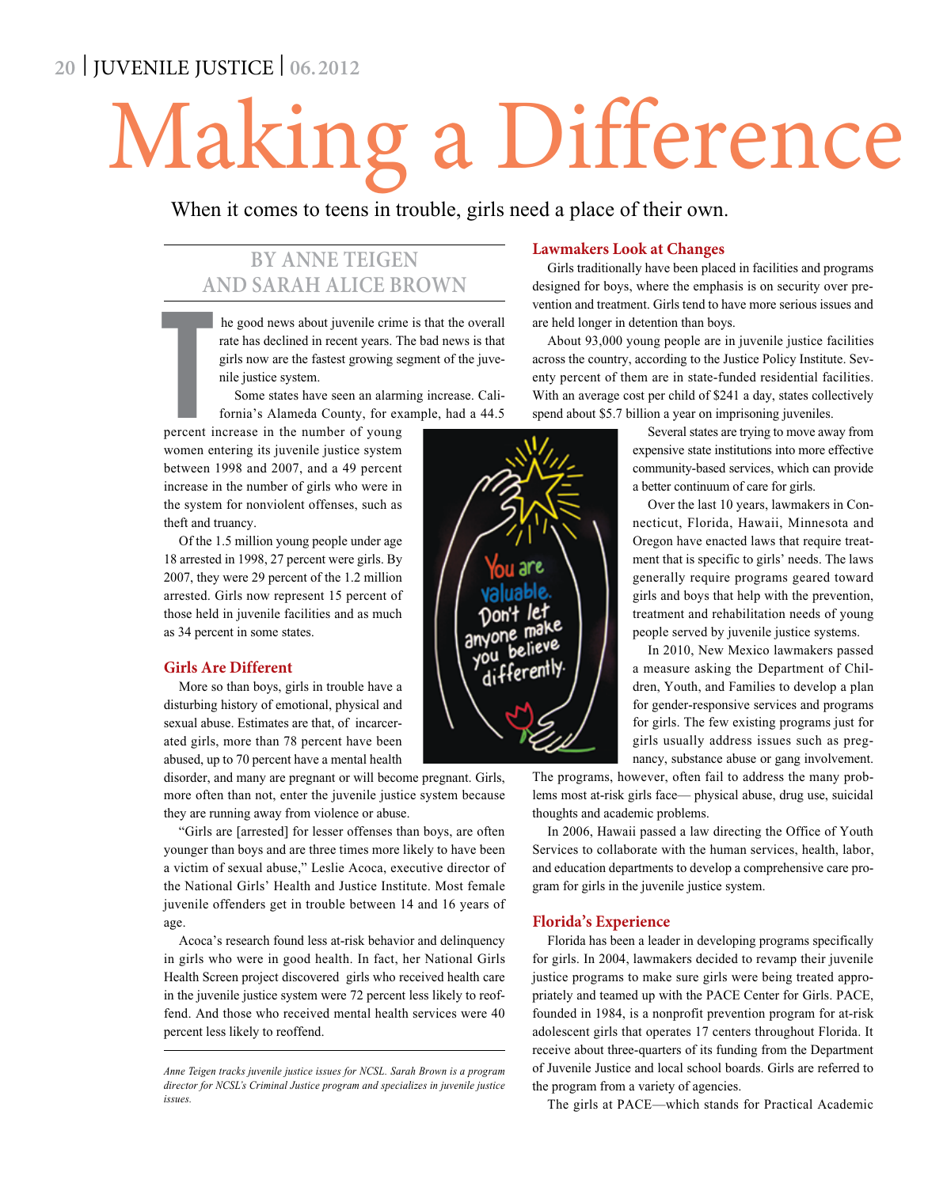# Making a Difference

When it comes to teens in trouble, girls need a place of their own.

BY ANNE TEIGEN AND SARAH ALICE BROWN

The good news about juvenile crime is that the overall rate has declined in recent years. The bad news is that girls now are the fastest growing segment of the juvenile justice system.

Some states have seen an alarming increase. California's Alameda County, for example, had a 44.5 percent increase in the number of young women entering its juvenile justice system between 1998 and 2007, and a 49 percent increase in the number of girls who were in the system for nonviolent offenses, such as theft and truancy.

Of the 1.5 million young people under age 18 arrested in 1998, 27 percent were girls. By 2007, they were 29 percent of the 1.2 million arrested. Girls now represent 15 percent of those held in juvenile facilities and as much as 34 percent in some states.

## Girls Are Different

More so than boys, girls in trouble have a disturbing history of emotional, physical and sexual abuse. Estimates are that, of incarcerated girls, more than 78 percent have been abused, up to 70 percent have a mental health disorder, and many are pregnant or will become pregnant. Girls, more often than not, enter the juvenile justice system because they are running away from violence or abuse.

"Girls are [arrested] for lesser offenses than boys, are often younger than boys and are three times more likely to have been a victim of sexual abuse," Leslie Acoca, executive director of the National Girls' Health and Justice Institute. Most female juvenile offenders get in trouble between 14 and 16 years of age.

Acoca's research found less at-risk behavior and delinquency in girls who were in good health. In fact, her National Girls Health Screen project discovered girls who received health care in the juvenile justice system were 72 percent less likely to reoffend. And those who received mental health services were 40 percent less likely to reoffend.

*Anne Teigen tracks juvenile justice issues for NCSL. Sarah Brown is a program director for NCSL's Criminal Justice program and specializes in juvenile justice issues.*

## Lawmakers Look at Changes

Girls traditionally have been placed in facilities and programs designed for boys, where the emphasis is on security over prevention and treatment. Girls tend to have more serious issues and are held longer in detention than boys.

About 93,000 young people are in juvenile justice facilities across the country, according to the Justice Policy Institute. Seventy percent of them are in state-funded residential facilities. With an average cost per child of $241 a day, states collectively spend about $5.7 billion a year on imprisoning juveniles.

Several states are trying to move away from expensive state institutions into more effective community-based services, which can provide a better continuum of care for girls.

Over the last 10 years, lawmakers in Connecticut, Florida, Hawaii, Minnesota and Oregon have enacted laws that require treatment that is specific to girls' needs. The laws generally require programs geared toward girls and boys that help with the prevention, treatment and rehabilitation needs of young people served by juvenile justice systems.

In 2010, New Mexico lawmakers passed a measure asking the Department of Children, Youth, and Families to develop a plan for gender-responsive services and programs for girls. The few existing programs just for girls usually address issues such as pregnancy, substance abuse or gang involvement. The programs, however, often fail to address the many problems most at-risk girls face— physical abuse, drug use, suicidal thoughts and academic problems.

In 2006, Hawaii passed a law directing the Office of Youth Services to collaborate with the human services, health, labor, and education departments to develop a comprehensive care program for girls in the juvenile justice system.

## Florida's Experience

Florida has been a leader in developing programs specifically for girls. In 2004, lawmakers decided to revamp their juvenile justice programs to make sure girls were being treated appropriately and teamed up with the PACE Center for Girls. PACE, founded in 1984, is a nonprofit prevention program for at-risk adolescent girls that operates 17 centers throughout Florida. It receive about three-quarters of its funding from the Department of Juvenile Justice and local school boards. Girls are referred to the program from a variety of agencies.

The girls at PACE—which stands for Practical Academic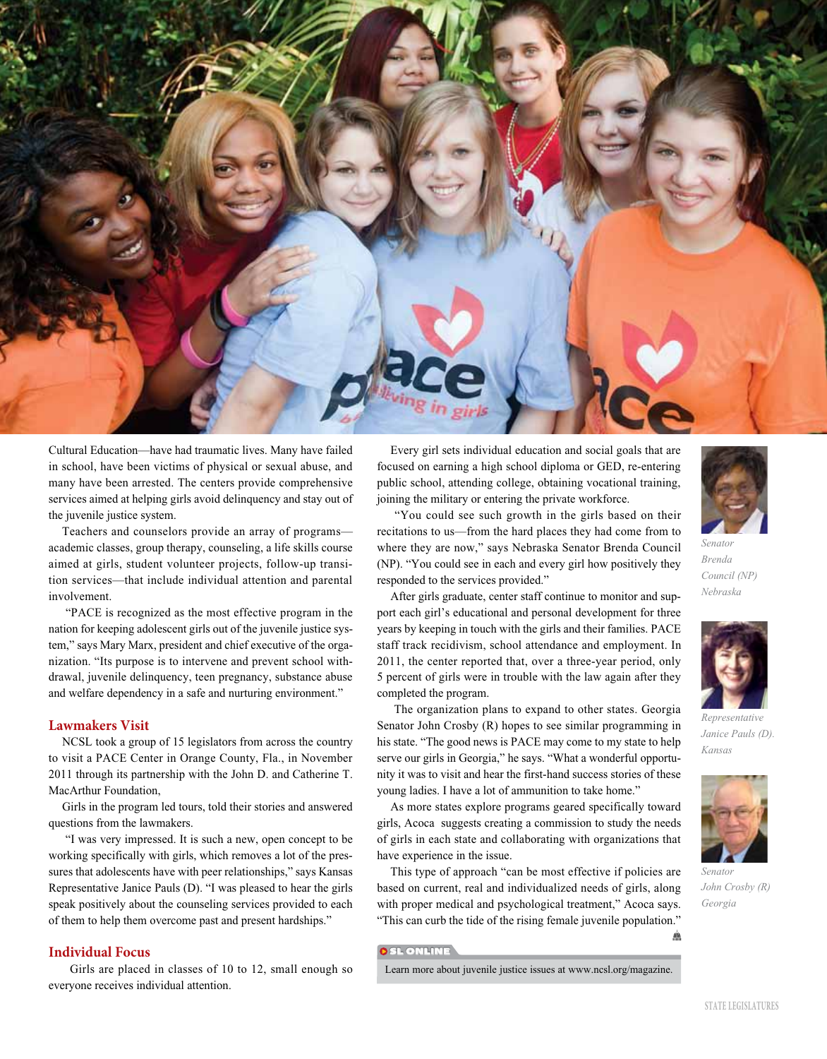Cultural Education—have had traumatic lives. Many have failed in school, have been victims of physical or sexual abuse, and many have been arrested. The centers provide comprehensive services aimed at helping girls avoid delinquency and stay out of the juvenile justice system.

Teachers and counselors provide an array of programs—academic classes, group therapy, counseling, a life skills course aimed at girls, student volunteer projects, follow-up transition services—that include individual attention and parental involvement.

"PACE is recognized as the most effective program in the nation for keeping adolescent girls out of the juvenile justice system," says Mary Marx, president and chief executive of the organization. "Its purpose is to intervene and prevent school withdrawal, juvenile delinquency, teen pregnancy, substance abuse and welfare dependency in a safe and nurturing environment."

## Lawmakers Visit

NCSL took a group of 15 legislators from across the country to visit a PACE Center in Orange County, Fla., in November 2011 through its partnership with the John D. and Catherine T. MacArthur Foundation,

Girls in the program led tours, told their stories and answered questions from the lawmakers.

"I was very impressed. It is such a new, open concept to be working specifically with girls, which removes a lot of the pressures that adolescents have with peer relationships," says Kansas Representative Janice Pauls (D). "I was pleased to hear the girls speak positively about the counseling services provided to each of them to help them overcome past and present hardships."

## Individual Focus

Girls are placed in classes of 10 to 12, small enough so everyone receives individual attention.

Every girl sets individual education and social goals that are focused on earning a high school diploma or GED, re-entering public school, attending college, obtaining vocational training, joining the military or entering the private workforce.

"You could see such growth in the girls based on their recitations to us—from the hard places they had come from to where they are now," says Nebraska Senator Brenda Council (NP). "You could see in each and every girl how positively they responded to the services provided."

After girls graduate, center staff continue to monitor and support each girl's educational and personal development for three years by keeping in touch with the girls and their families. PACE staff track recidivism, school attendance and employment. In 2011, the center reported that, over a three-year period, only 5 percent of girls were in trouble with the law again after they completed the program.

The organization plans to expand to other states. Georgia Senator John Crosby (R) hopes to see similar programming in his state. "The good news is PACE may come to my state to help serve our girls in Georgia," he says. "What a wonderful opportunity it was to visit and hear the first-hand success stories of these young ladies. I have a lot of ammunition to take home."

As more states explore programs geared specifically toward girls, Acoca suggests creating a commission to study the needs of girls in each state and collaborating with organizations that have experience in the issue.

This type of approach "can be most effective if policies are based on current, real and individualized needs of girls, along with proper medical and psychological treatment," Acoca says. "This can curb the tide of the rising female juvenile population."

*Senator Brenda Council (NP) Nebraska*

*Representative Janice Pauls (D). Kansas*

*Senator John Crosby (R) Georgia*

**SL ONLINE**

Learn more about juvenile justice issues at www.ncsl.org/magazine.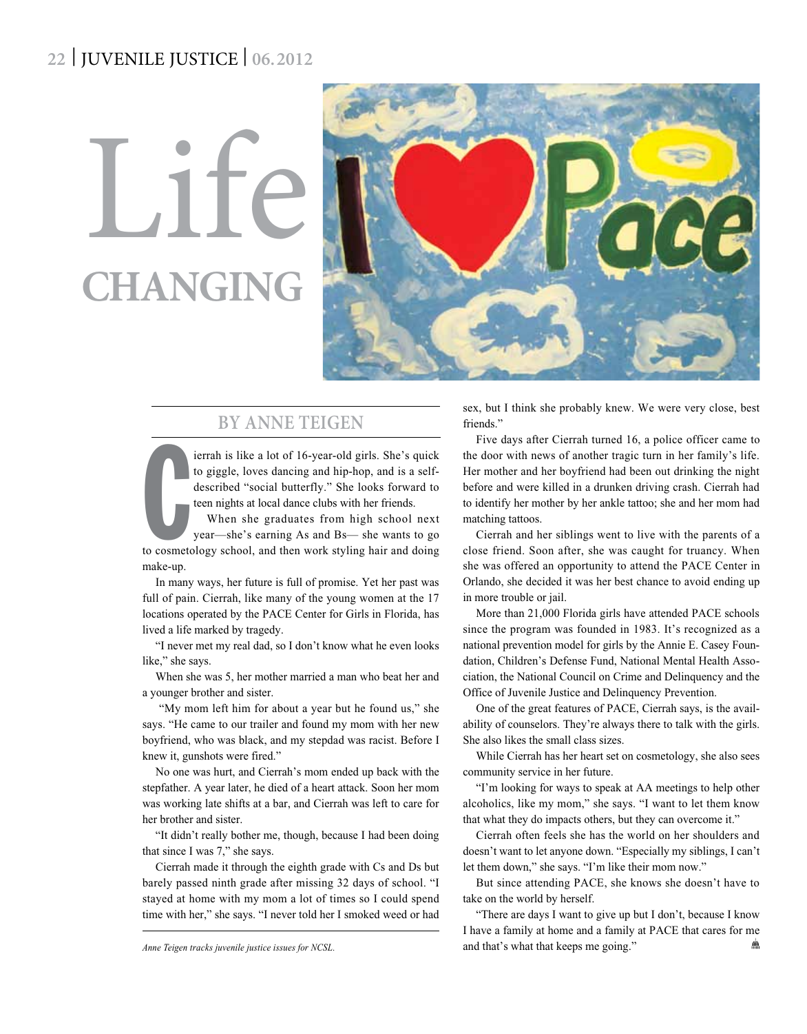# Life CHANGING

BY ANNE TEIGEN

Cierrah is like a lot of 16-year-old girls. She's quick to giggle, loves dancing and hip-hop, and is a self-described "social butterfly." She looks forward to teen nights at local dance clubs with her friends.

When she graduates from high school next year—she's earning As and Bs— she wants to go to cosmetology school, and then work styling hair and doing make-up.

In many ways, her future is full of promise. Yet her past was full of pain. Cierrah, like many of the young women at the 17 locations operated by the PACE Center for Girls in Florida, has lived a life marked by tragedy.

"I never met my real dad, so I don't know what he even looks like," she says.

When she was 5, her mother married a man who beat her and a younger brother and sister.

"My mom left him for about a year but he found us," she says. "He came to our trailer and found my mom with her new boyfriend, who was black, and my stepdad was racist. Before I knew it, gunshots were fired."

No one was hurt, and Cierrah's mom ended up back with the stepfather. A year later, he died of a heart attack. Soon her mom was working late shifts at a bar, and Cierrah was left to care for her brother and sister.

"It didn't really bother me, though, because I had been doing that since I was 7," she says.

Cierrah made it through the eighth grade with Cs and Ds but barely passed ninth grade after missing 32 days of school. "I stayed at home with my mom a lot of times so I could spend time with her," she says. "I never told her I smoked weed or had sex, but I think she probably knew. We were very close, best friends."

Five days after Cierrah turned 16, a police officer came to the door with news of another tragic turn in her family's life. Her mother and her boyfriend had been out drinking the night before and were killed in a drunken driving crash. Cierrah had to identify her mother by her ankle tattoo; she and her mom had matching tattoos.

Cierrah and her siblings went to live with the parents of a close friend. Soon after, she was caught for truancy. When she was offered an opportunity to attend the PACE Center in Orlando, she decided it was her best chance to avoid ending up in more trouble or jail.

More than 21,000 Florida girls have attended PACE schools since the program was founded in 1983. It's recognized as a national prevention model for girls by the Annie E. Casey Foundation, Children's Defense Fund, National Mental Health Association, the National Council on Crime and Delinquency and the Office of Juvenile Justice and Delinquency Prevention.

One of the great features of PACE, Cierrah says, is the availability of counselors. They're always there to talk with the girls. She also likes the small class sizes.

While Cierrah has her heart set on cosmetology, she also sees community service in her future.

"I'm looking for ways to speak at AA meetings to help other alcoholics, like my mom," she says. "I want to let them know that what they do impacts others, but they can overcome it."

Cierrah often feels she has the world on her shoulders and doesn't want to let anyone down. "Especially my siblings, I can't let them down," she says. "I'm like their mom now."

But since attending PACE, she knows she doesn't have to take on the world by herself.

"There are days I want to give up but I don't, because I know I have a family at home and a family at PACE that cares for me and that's what that keeps me going."

*Anne Teigen tracks juvenile justice issues for NCSL.*